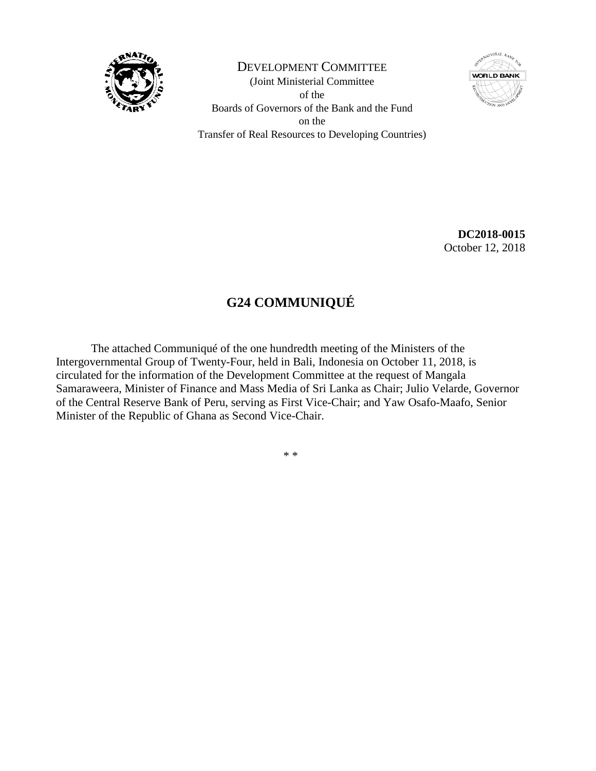DEVELOPMENT COMMITTEE

(Joint Ministerial Committee
of the
Boards of Governors of the Bank and the Fund
on the
Transfer of Real Resources to Developing Countries)

**DC2018-0015**
October 12, 2018

# G24 COMMUNIQUÉ

The attached Communiqué of the one hundredth meeting of the Ministers of the Intergovernmental Group of Twenty-Four, held in Bali, Indonesia on October 11, 2018, is circulated for the information of the Development Committee at the request of Mangala Samaraweera, Minister of Finance and Mass Media of Sri Lanka as Chair; Julio Velarde, Governor of the Central Reserve Bank of Peru, serving as First Vice-Chair; and Yaw Osafo-Maafo, Senior Minister of the Republic of Ghana as Second Vice-Chair.

\* \*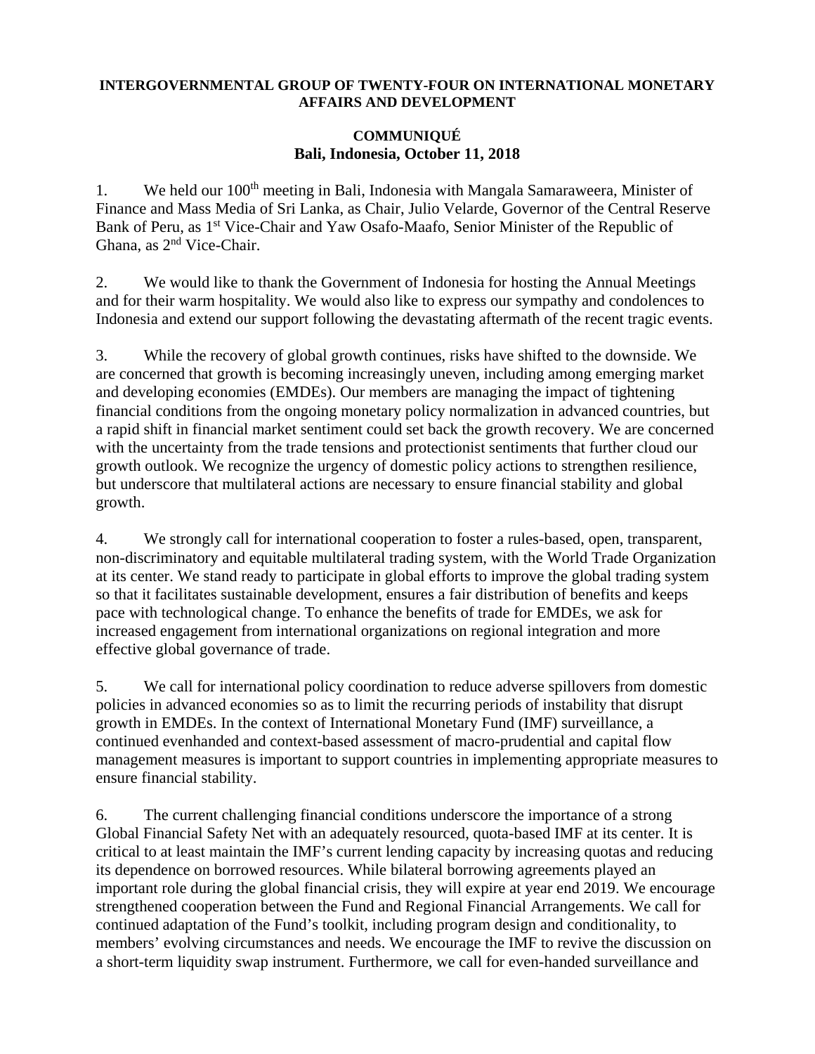**INTERGOVERNMENTAL GROUP OF TWENTY-FOUR ON INTERNATIONAL MONETARY AFFAIRS AND DEVELOPMENT**

**COMMUNIQUÉ**
**Bali, Indonesia, October 11, 2018**

1. We held our 100th meeting in Bali, Indonesia with Mangala Samaraweera, Minister of Finance and Mass Media of Sri Lanka, as Chair, Julio Velarde, Governor of the Central Reserve Bank of Peru, as 1st Vice-Chair and Yaw Osafo-Maafo, Senior Minister of the Republic of Ghana, as 2nd Vice-Chair.

2. We would like to thank the Government of Indonesia for hosting the Annual Meetings and for their warm hospitality. We would also like to express our sympathy and condolences to Indonesia and extend our support following the devastating aftermath of the recent tragic events.

3. While the recovery of global growth continues, risks have shifted to the downside. We are concerned that growth is becoming increasingly uneven, including among emerging market and developing economies (EMDEs). Our members are managing the impact of tightening financial conditions from the ongoing monetary policy normalization in advanced countries, but a rapid shift in financial market sentiment could set back the growth recovery. We are concerned with the uncertainty from the trade tensions and protectionist sentiments that further cloud our growth outlook. We recognize the urgency of domestic policy actions to strengthen resilience, but underscore that multilateral actions are necessary to ensure financial stability and global growth.

4. We strongly call for international cooperation to foster a rules-based, open, transparent, non-discriminatory and equitable multilateral trading system, with the World Trade Organization at its center. We stand ready to participate in global efforts to improve the global trading system so that it facilitates sustainable development, ensures a fair distribution of benefits and keeps pace with technological change. To enhance the benefits of trade for EMDEs, we ask for increased engagement from international organizations on regional integration and more effective global governance of trade.

5. We call for international policy coordination to reduce adverse spillovers from domestic policies in advanced economies so as to limit the recurring periods of instability that disrupt growth in EMDEs. In the context of International Monetary Fund (IMF) surveillance, a continued evenhanded and context-based assessment of macro-prudential and capital flow management measures is important to support countries in implementing appropriate measures to ensure financial stability.

6. The current challenging financial conditions underscore the importance of a strong Global Financial Safety Net with an adequately resourced, quota-based IMF at its center. It is critical to at least maintain the IMF's current lending capacity by increasing quotas and reducing its dependence on borrowed resources. While bilateral borrowing agreements played an important role during the global financial crisis, they will expire at year end 2019. We encourage strengthened cooperation between the Fund and Regional Financial Arrangements. We call for continued adaptation of the Fund's toolkit, including program design and conditionality, to members' evolving circumstances and needs. We encourage the IMF to revive the discussion on a short-term liquidity swap instrument. Furthermore, we call for even-handed surveillance and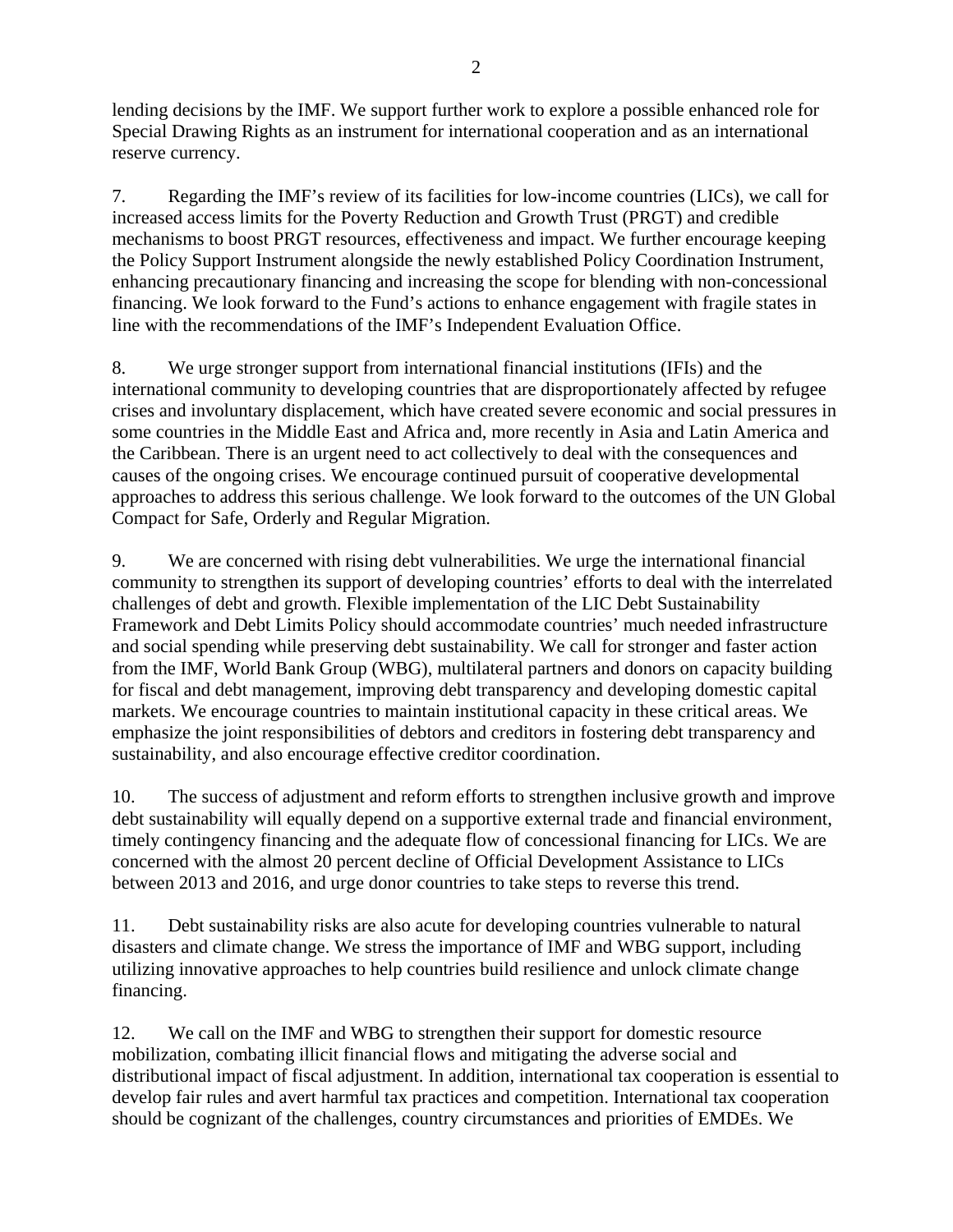lending decisions by the IMF. We support further work to explore a possible enhanced role for Special Drawing Rights as an instrument for international cooperation and as an international reserve currency.

7. Regarding the IMF's review of its facilities for low-income countries (LICs), we call for increased access limits for the Poverty Reduction and Growth Trust (PRGT) and credible mechanisms to boost PRGT resources, effectiveness and impact. We further encourage keeping the Policy Support Instrument alongside the newly established Policy Coordination Instrument, enhancing precautionary financing and increasing the scope for blending with non-concessional financing. We look forward to the Fund's actions to enhance engagement with fragile states in line with the recommendations of the IMF's Independent Evaluation Office.

8. We urge stronger support from international financial institutions (IFIs) and the international community to developing countries that are disproportionately affected by refugee crises and involuntary displacement, which have created severe economic and social pressures in some countries in the Middle East and Africa and, more recently in Asia and Latin America and the Caribbean. There is an urgent need to act collectively to deal with the consequences and causes of the ongoing crises. We encourage continued pursuit of cooperative developmental approaches to address this serious challenge. We look forward to the outcomes of the UN Global Compact for Safe, Orderly and Regular Migration.

9. We are concerned with rising debt vulnerabilities. We urge the international financial community to strengthen its support of developing countries' efforts to deal with the interrelated challenges of debt and growth. Flexible implementation of the LIC Debt Sustainability Framework and Debt Limits Policy should accommodate countries' much needed infrastructure and social spending while preserving debt sustainability. We call for stronger and faster action from the IMF, World Bank Group (WBG), multilateral partners and donors on capacity building for fiscal and debt management, improving debt transparency and developing domestic capital markets. We encourage countries to maintain institutional capacity in these critical areas. We emphasize the joint responsibilities of debtors and creditors in fostering debt transparency and sustainability, and also encourage effective creditor coordination.

10. The success of adjustment and reform efforts to strengthen inclusive growth and improve debt sustainability will equally depend on a supportive external trade and financial environment, timely contingency financing and the adequate flow of concessional financing for LICs. We are concerned with the almost 20 percent decline of Official Development Assistance to LICs between 2013 and 2016, and urge donor countries to take steps to reverse this trend.

11. Debt sustainability risks are also acute for developing countries vulnerable to natural disasters and climate change. We stress the importance of IMF and WBG support, including utilizing innovative approaches to help countries build resilience and unlock climate change financing.

12. We call on the IMF and WBG to strengthen their support for domestic resource mobilization, combating illicit financial flows and mitigating the adverse social and distributional impact of fiscal adjustment. In addition, international tax cooperation is essential to develop fair rules and avert harmful tax practices and competition. International tax cooperation should be cognizant of the challenges, country circumstances and priorities of EMDEs. We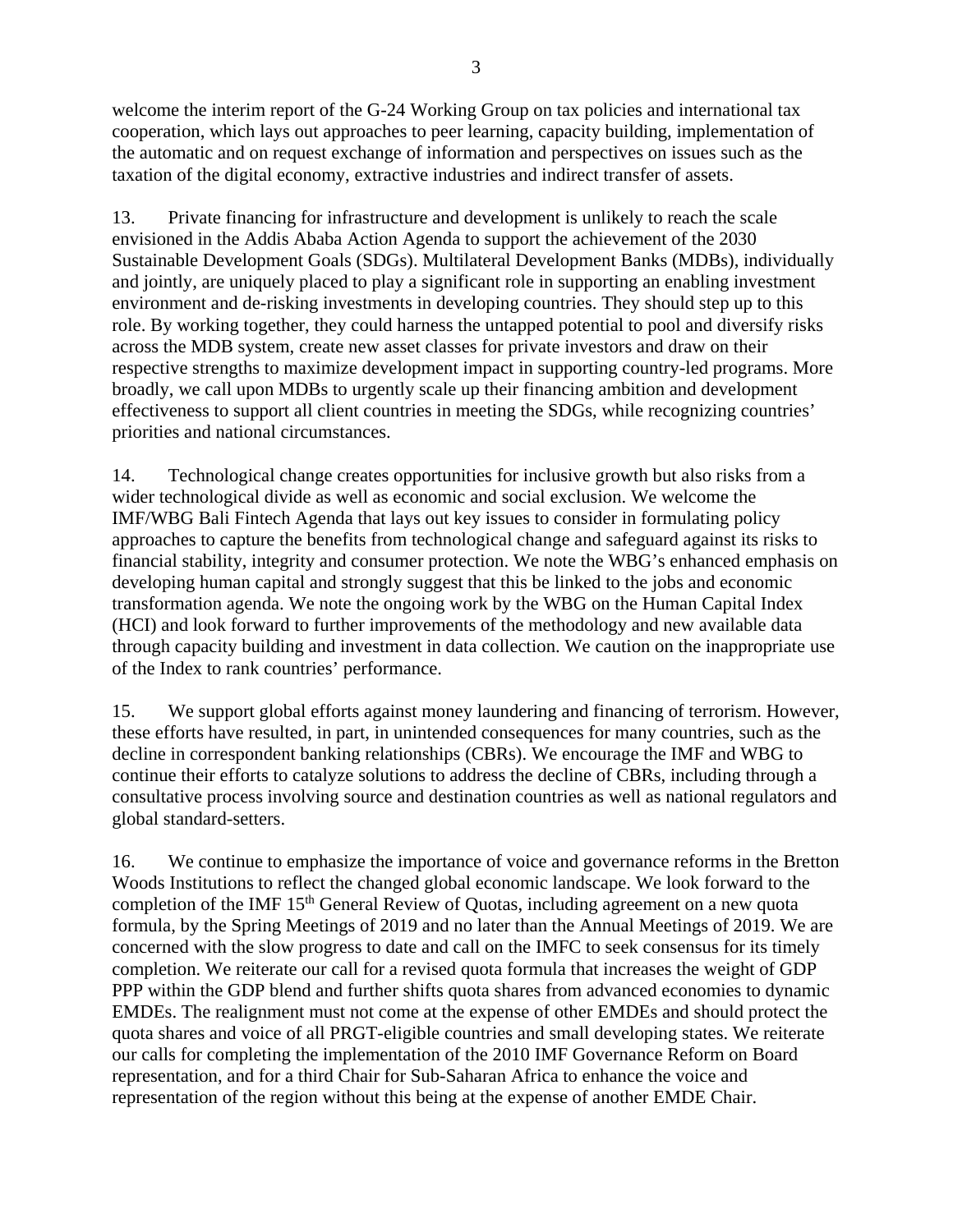welcome the interim report of the G-24 Working Group on tax policies and international tax cooperation, which lays out approaches to peer learning, capacity building, implementation of the automatic and on request exchange of information and perspectives on issues such as the taxation of the digital economy, extractive industries and indirect transfer of assets.

13. Private financing for infrastructure and development is unlikely to reach the scale envisioned in the Addis Ababa Action Agenda to support the achievement of the 2030 Sustainable Development Goals (SDGs). Multilateral Development Banks (MDBs), individually and jointly, are uniquely placed to play a significant role in supporting an enabling investment environment and de-risking investments in developing countries. They should step up to this role. By working together, they could harness the untapped potential to pool and diversify risks across the MDB system, create new asset classes for private investors and draw on their respective strengths to maximize development impact in supporting country-led programs. More broadly, we call upon MDBs to urgently scale up their financing ambition and development effectiveness to support all client countries in meeting the SDGs, while recognizing countries' priorities and national circumstances.

14. Technological change creates opportunities for inclusive growth but also risks from a wider technological divide as well as economic and social exclusion. We welcome the IMF/WBG Bali Fintech Agenda that lays out key issues to consider in formulating policy approaches to capture the benefits from technological change and safeguard against its risks to financial stability, integrity and consumer protection. We note the WBG's enhanced emphasis on developing human capital and strongly suggest that this be linked to the jobs and economic transformation agenda. We note the ongoing work by the WBG on the Human Capital Index (HCI) and look forward to further improvements of the methodology and new available data through capacity building and investment in data collection. We caution on the inappropriate use of the Index to rank countries' performance.

15. We support global efforts against money laundering and financing of terrorism. However, these efforts have resulted, in part, in unintended consequences for many countries, such as the decline in correspondent banking relationships (CBRs). We encourage the IMF and WBG to continue their efforts to catalyze solutions to address the decline of CBRs, including through a consultative process involving source and destination countries as well as national regulators and global standard-setters.

16. We continue to emphasize the importance of voice and governance reforms in the Bretton Woods Institutions to reflect the changed global economic landscape. We look forward to the completion of the IMF 15th General Review of Quotas, including agreement on a new quota formula, by the Spring Meetings of 2019 and no later than the Annual Meetings of 2019. We are concerned with the slow progress to date and call on the IMFC to seek consensus for its timely completion. We reiterate our call for a revised quota formula that increases the weight of GDP PPP within the GDP blend and further shifts quota shares from advanced economies to dynamic EMDEs. The realignment must not come at the expense of other EMDEs and should protect the quota shares and voice of all PRGT-eligible countries and small developing states. We reiterate our calls for completing the implementation of the 2010 IMF Governance Reform on Board representation, and for a third Chair for Sub-Saharan Africa to enhance the voice and representation of the region without this being at the expense of another EMDE Chair.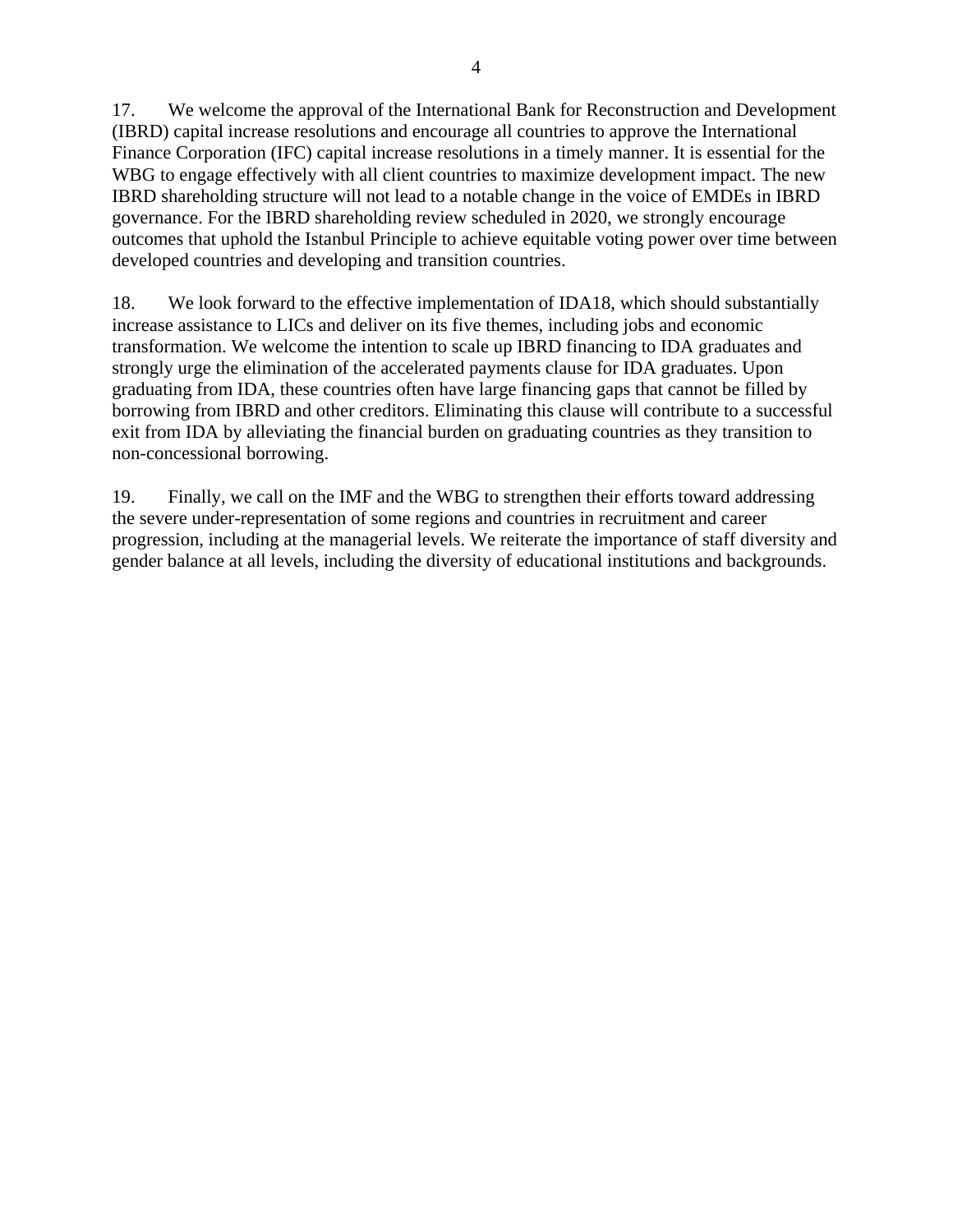17. We welcome the approval of the International Bank for Reconstruction and Development (IBRD) capital increase resolutions and encourage all countries to approve the International Finance Corporation (IFC) capital increase resolutions in a timely manner. It is essential for the WBG to engage effectively with all client countries to maximize development impact. The new IBRD shareholding structure will not lead to a notable change in the voice of EMDEs in IBRD governance. For the IBRD shareholding review scheduled in 2020, we strongly encourage outcomes that uphold the Istanbul Principle to achieve equitable voting power over time between developed countries and developing and transition countries.

18. We look forward to the effective implementation of IDA18, which should substantially increase assistance to LICs and deliver on its five themes, including jobs and economic transformation. We welcome the intention to scale up IBRD financing to IDA graduates and strongly urge the elimination of the accelerated payments clause for IDA graduates. Upon graduating from IDA, these countries often have large financing gaps that cannot be filled by borrowing from IBRD and other creditors. Eliminating this clause will contribute to a successful exit from IDA by alleviating the financial burden on graduating countries as they transition to non-concessional borrowing.

19. Finally, we call on the IMF and the WBG to strengthen their efforts toward addressing the severe under-representation of some regions and countries in recruitment and career progression, including at the managerial levels. We reiterate the importance of staff diversity and gender balance at all levels, including the diversity of educational institutions and backgrounds.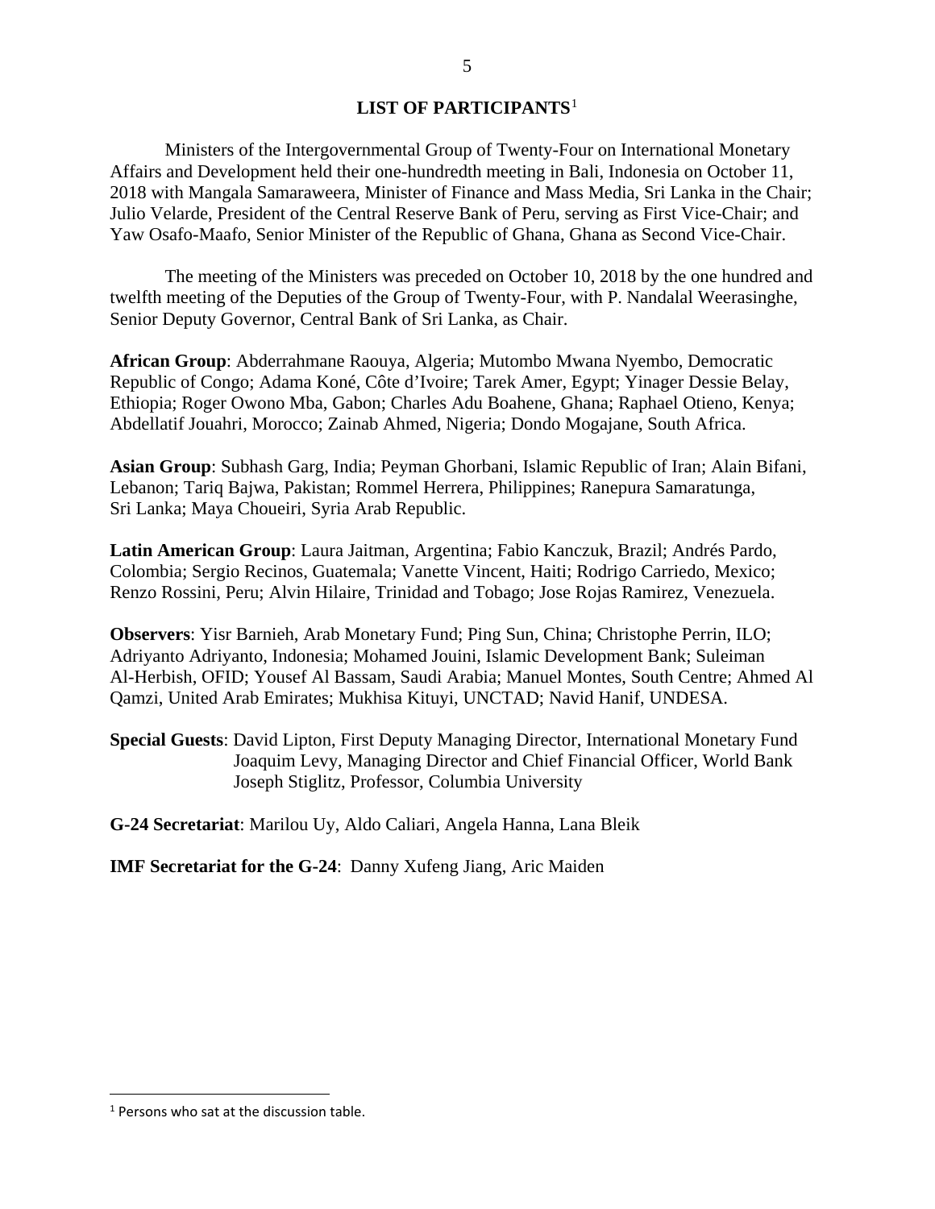## LIST OF PARTICIPANTS[1]

Ministers of the Intergovernmental Group of Twenty-Four on International Monetary Affairs and Development held their one-hundredth meeting in Bali, Indonesia on October 11, 2018 with Mangala Samaraweera, Minister of Finance and Mass Media, Sri Lanka in the Chair; Julio Velarde, President of the Central Reserve Bank of Peru, serving as First Vice-Chair; and Yaw Osafo-Maafo, Senior Minister of the Republic of Ghana, Ghana as Second Vice-Chair.

The meeting of the Ministers was preceded on October 10, 2018 by the one hundred and twelfth meeting of the Deputies of the Group of Twenty-Four, with P. Nandalal Weerasinghe, Senior Deputy Governor, Central Bank of Sri Lanka, as Chair.

**African Group**: Abderrahmane Raouya, Algeria; Mutombo Mwana Nyembo, Democratic Republic of Congo; Adama Koné, Côte d'Ivoire; Tarek Amer, Egypt; Yinager Dessie Belay, Ethiopia; Roger Owono Mba, Gabon; Charles Adu Boahene, Ghana; Raphael Otieno, Kenya; Abdellatif Jouahri, Morocco; Zainab Ahmed, Nigeria; Dondo Mogajane, South Africa.

**Asian Group**: Subhash Garg, India; Peyman Ghorbani, Islamic Republic of Iran; Alain Bifani, Lebanon; Tariq Bajwa, Pakistan; Rommel Herrera, Philippines; Ranepura Samaratunga, Sri Lanka; Maya Choueiri, Syria Arab Republic.

**Latin American Group**: Laura Jaitman, Argentina; Fabio Kanczuk, Brazil; Andrés Pardo, Colombia; Sergio Recinos, Guatemala; Vanette Vincent, Haiti; Rodrigo Carriedo, Mexico; Renzo Rossini, Peru; Alvin Hilaire, Trinidad and Tobago; Jose Rojas Ramirez, Venezuela.

**Observers**: Yisr Barnieh, Arab Monetary Fund; Ping Sun, China; Christophe Perrin, ILO; Adriyanto Adriyanto, Indonesia; Mohamed Jouini, Islamic Development Bank; Suleiman Al-Herbish, OFID; Yousef Al Bassam, Saudi Arabia; Manuel Montes, South Centre; Ahmed Al Qamzi, United Arab Emirates; Mukhisa Kituyi, UNCTAD; Navid Hanif, UNDESA.

**Special Guests**: David Lipton, First Deputy Managing Director, International Monetary Fund
Joaquim Levy, Managing Director and Chief Financial Officer, World Bank
Joseph Stiglitz, Professor, Columbia University

**G-24 Secretariat**: Marilou Uy, Aldo Caliari, Angela Hanna, Lana Bleik

**IMF Secretariat for the G-24**: Danny Xufeng Jiang, Aric Maiden

[1] Persons who sat at the discussion table.